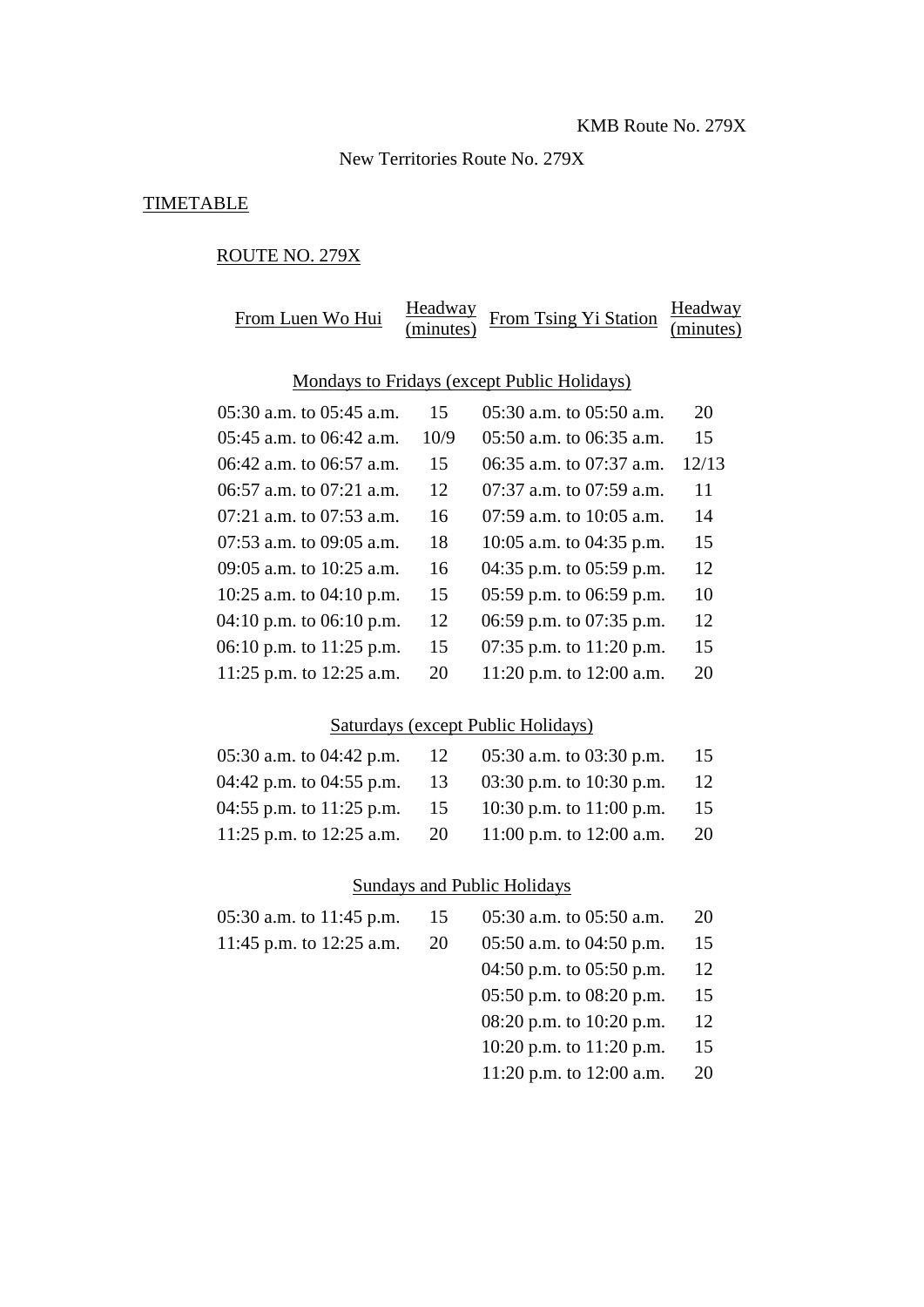KMB Route No. 279X

New Territories Route No. 279X

## TIMETABLE

### ROUTE NO. 279X

| From Luen Wo Hui | Headway (minutes) | From Tsing Yi Station | Headway (minutes) |
|---|---|---|---|
| **Mondays to Fridays (except Public Holidays)** | | | |
| 05:30 a.m. to 05:45 a.m. | 15 | 05:30 a.m. to 05:50 a.m. | 20 |
| 05:45 a.m. to 06:42 a.m. | 10/9 | 05:50 a.m. to 06:35 a.m. | 15 |
| 06:42 a.m. to 06:57 a.m. | 15 | 06:35 a.m. to 07:37 a.m. | 12/13 |
| 06:57 a.m. to 07:21 a.m. | 12 | 07:37 a.m. to 07:59 a.m. | 11 |
| 07:21 a.m. to 07:53 a.m. | 16 | 07:59 a.m. to 10:05 a.m. | 14 |
| 07:53 a.m. to 09:05 a.m. | 18 | 10:05 a.m. to 04:35 p.m. | 15 |
| 09:05 a.m. to 10:25 a.m. | 16 | 04:35 p.m. to 05:59 p.m. | 12 |
| 10:25 a.m. to 04:10 p.m. | 15 | 05:59 p.m. to 06:59 p.m. | 10 |
| 04:10 p.m. to 06:10 p.m. | 12 | 06:59 p.m. to 07:35 p.m. | 12 |
| 06:10 p.m. to 11:25 p.m. | 15 | 07:35 p.m. to 11:20 p.m. | 15 |
| 11:25 p.m. to 12:25 a.m. | 20 | 11:20 p.m. to 12:00 a.m. | 20 |
| **Saturdays (except Public Holidays)** | | | |
| 05:30 a.m. to 04:42 p.m. | 12 | 05:30 a.m. to 03:30 p.m. | 15 |
| 04:42 p.m. to 04:55 p.m. | 13 | 03:30 p.m. to 10:30 p.m. | 12 |
| 04:55 p.m. to 11:25 p.m. | 15 | 10:30 p.m. to 11:00 p.m. | 15 |
| 11:25 p.m. to 12:25 a.m. | 20 | 11:00 p.m. to 12:00 a.m. | 20 |
| **Sundays and Public Holidays** | | | |
| 05:30 a.m. to 11:45 p.m. | 15 | 05:30 a.m. to 05:50 a.m. | 20 |
| 11:45 p.m. to 12:25 a.m. | 20 | 05:50 a.m. to 04:50 p.m. | 15 |
| | | 04:50 p.m. to 05:50 p.m. | 12 |
| | | 05:50 p.m. to 08:20 p.m. | 15 |
| | | 08:20 p.m. to 10:20 p.m. | 12 |
| | | 10:20 p.m. to 11:20 p.m. | 15 |
| | | 11:20 p.m. to 12:00 a.m. | 20 |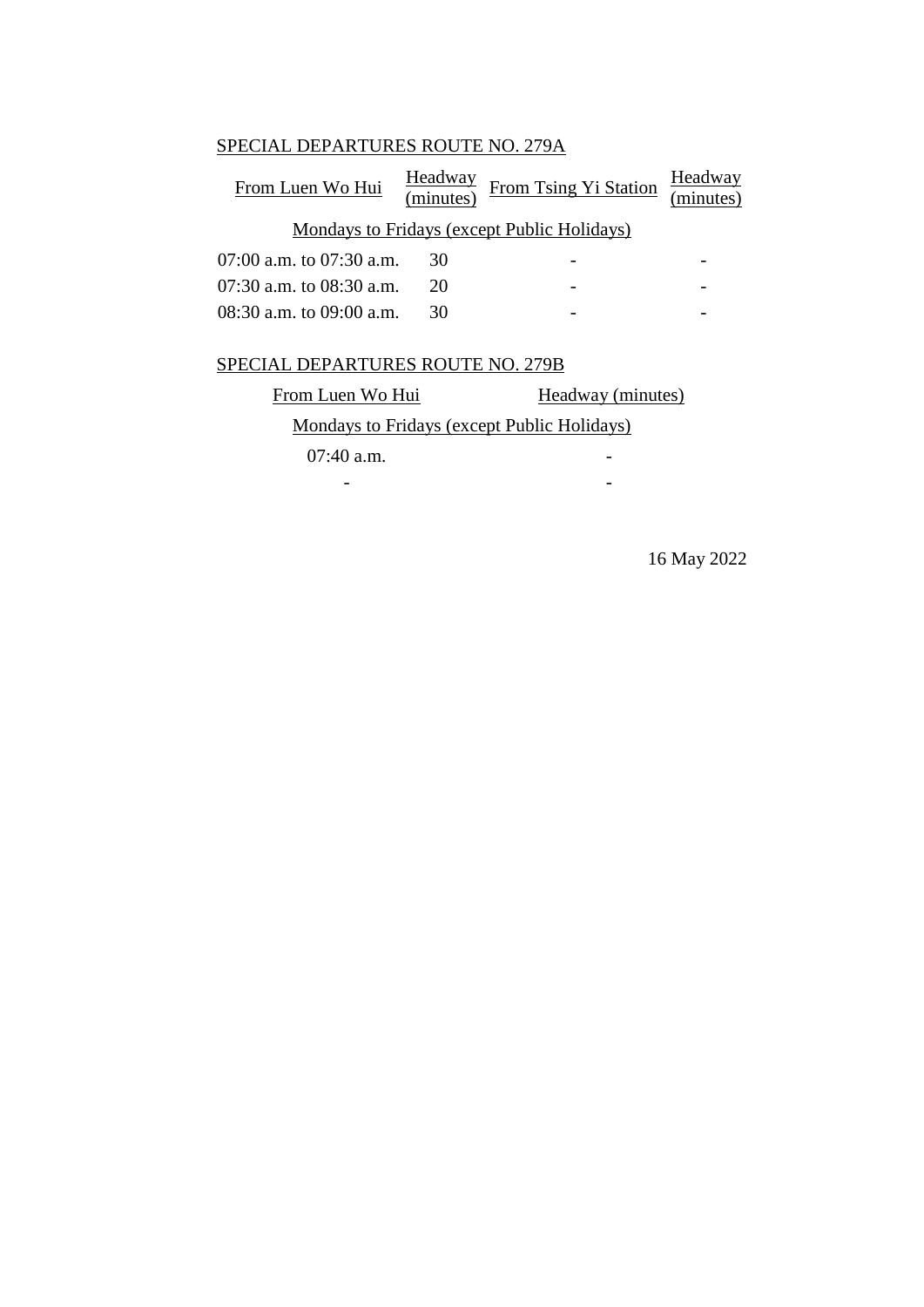## SPECIAL DEPARTURES ROUTE NO. 279A

| From Luen Wo Hui | Headway (minutes) | From Tsing Yi Station | Headway (minutes) |
|---|---|---|---|
| Mondays to Fridays (except Public Holidays) | | | |
| 07:00 a.m. to 07:30 a.m. | 30 | - | - |
| 07:30 a.m. to 08:30 a.m. | 20 | - | - |
| 08:30 a.m. to 09:00 a.m. | 30 | - | - |

## SPECIAL DEPARTURES ROUTE NO. 279B

| From Luen Wo Hui | Headway (minutes) |
|---|---|
| Mondays to Fridays (except Public Holidays) | |
| 07:40 a.m. | - |
| - | - |

16 May 2022